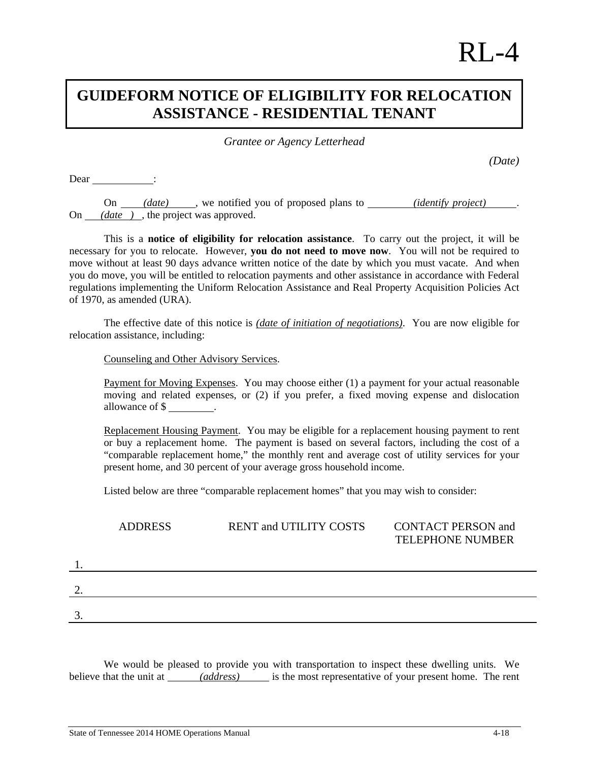RL-4

# GUIDEFORM NOTICE OF ELIGIBILITY FOR RELOCATION ASSISTANCE - RESIDENTIAL TENANT

*Grantee or Agency Letterhead*

*(Date)*

Dear ___________:

On ____*(date)*_____, we notified you of proposed plans to _________*(identify project)*______. On ___*(date )*___, the project was approved.

This is a **notice of eligibility for relocation assistance**. To carry out the project, it will be necessary for you to relocate. However, **you do not need to move now**. You will not be required to move without at least 90 days advance written notice of the date by which you must vacate. And when you do move, you will be entitled to relocation payments and other assistance in accordance with Federal regulations implementing the Uniform Relocation Assistance and Real Property Acquisition Policies Act of 1970, as amended (URA).

The effective date of this notice is *(date of initiation of negotiations)*. You are now eligible for relocation assistance, including:

Counseling and Other Advisory Services.

Payment for Moving Expenses. You may choose either (1) a payment for your actual reasonable moving and related expenses, or (2) if you prefer, a fixed moving expense and dislocation allowance of $ _________.

Replacement Housing Payment. You may be eligible for a replacement housing payment to rent or buy a replacement home. The payment is based on several factors, including the cost of a "comparable replacement home," the monthly rent and average cost of utility services for your present home, and 30 percent of your average gross household income.

Listed below are three "comparable replacement homes" that you may wish to consider:

| | ADDRESS | RENT and UTILITY COSTS | CONTACT PERSON and TELEPHONE NUMBER |
|---|---|---|---|
| 1. | | | |
| 2. | | | |
| 3. | | | |

We would be pleased to provide you with transportation to inspect these dwelling units. We believe that the unit at ______*(address)*______ is the most representative of your present home. The rent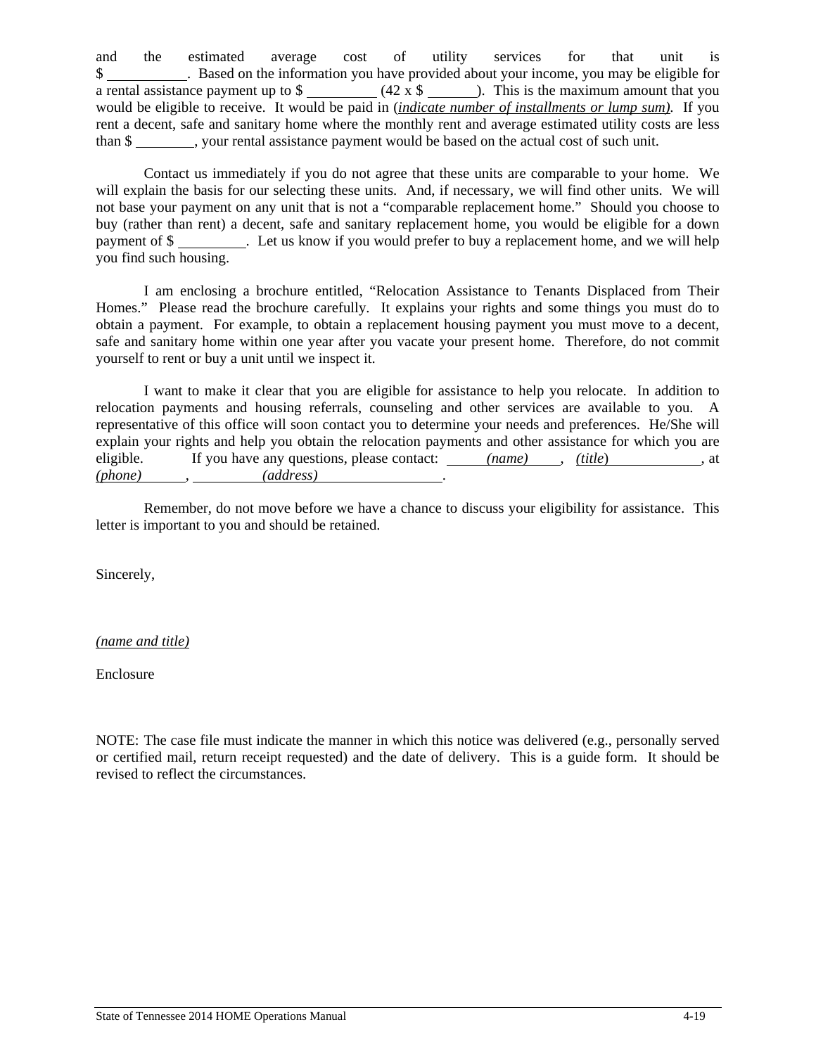and the estimated average cost of utility services for that unit is $ ___________. Based on the information you have provided about your income, you may be eligible for a rental assistance payment up to $ __________ (42 x $ _______). This is the maximum amount that you would be eligible to receive. It would be paid in (*indicate number of installments or lump sum)*. If you rent a decent, safe and sanitary home where the monthly rent and average estimated utility costs are less than $ ________, your rental assistance payment would be based on the actual cost of such unit.

Contact us immediately if you do not agree that these units are comparable to your home. We will explain the basis for our selecting these units. And, if necessary, we will find other units. We will not base your payment on any unit that is not a "comparable replacement home." Should you choose to buy (rather than rent) a decent, safe and sanitary replacement home, you would be eligible for a down payment of $ _________. Let us know if you would prefer to buy a replacement home, and we will help you find such housing.

I am enclosing a brochure entitled, "Relocation Assistance to Tenants Displaced from Their Homes." Please read the brochure carefully. It explains your rights and some things you must do to obtain a payment. For example, to obtain a replacement housing payment you must move to a decent, safe and sanitary home within one year after you vacate your present home. Therefore, do not commit yourself to rent or buy a unit until we inspect it.

I want to make it clear that you are eligible for assistance to help you relocate. In addition to relocation payments and housing referrals, counseling and other services are available to you. A representative of this office will soon contact you to determine your needs and preferences. He/She will explain your rights and help you obtain the relocation payments and other assistance for which you are eligible. If you have any questions, please contact: *(name)*, *(title)*, at *(phone)*, *(address)*.

Remember, do not move before we have a chance to discuss your eligibility for assistance. This letter is important to you and should be retained.

Sincerely,

*(name and title)*

Enclosure

NOTE: The case file must indicate the manner in which this notice was delivered (e.g., personally served or certified mail, return receipt requested) and the date of delivery. This is a guide form. It should be revised to reflect the circumstances.